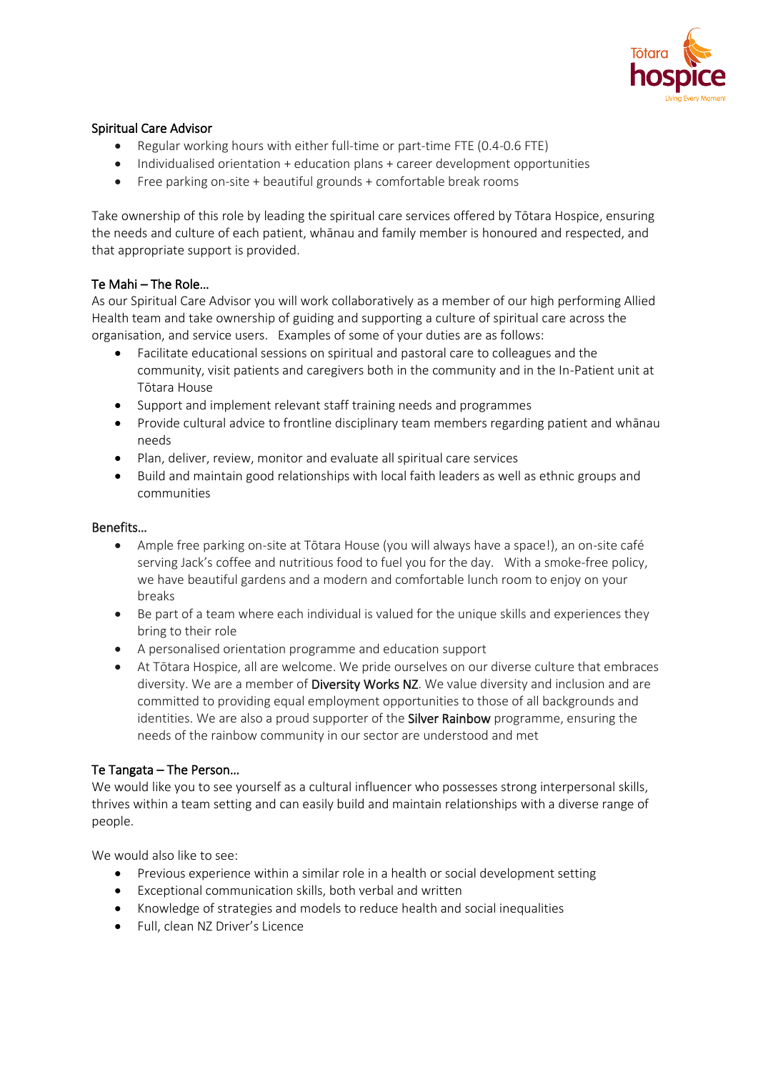## Spiritual Care Advisor

- Regular working hours with either full-time or part-time FTE (0.4-0.6 FTE)
- Individualised orientation + education plans + career development opportunities
- Free parking on-site + beautiful grounds + comfortable break rooms

Take ownership of this role by leading the spiritual care services offered by Tōtara Hospice, ensuring the needs and culture of each patient, whānau and family member is honoured and respected, and that appropriate support is provided.

### Te Mahi – The Role…

As our Spiritual Care Advisor you will work collaboratively as a member of our high performing Allied Health team and take ownership of guiding and supporting a culture of spiritual care across the organisation, and service users. Examples of some of your duties are as follows:

- Facilitate educational sessions on spiritual and pastoral care to colleagues and the community, visit patients and caregivers both in the community and in the In-Patient unit at Tōtara House
- Support and implement relevant staff training needs and programmes
- Provide cultural advice to frontline disciplinary team members regarding patient and whānau needs
- Plan, deliver, review, monitor and evaluate all spiritual care services
- Build and maintain good relationships with local faith leaders as well as ethnic groups and communities

### Benefits…

- Ample free parking on-site at Tōtara House (you will always have a space!), an on-site café serving Jack's coffee and nutritious food to fuel you for the day. With a smoke-free policy, we have beautiful gardens and a modern and comfortable lunch room to enjoy on your breaks
- Be part of a team where each individual is valued for the unique skills and experiences they bring to their role
- A personalised orientation programme and education support
- At Tōtara Hospice, all are welcome. We pride ourselves on our diverse culture that embraces diversity. We are a member of **Diversity Works NZ**. We value diversity and inclusion and are committed to providing equal employment opportunities to those of all backgrounds and identities. We are also a proud supporter of the **Silver Rainbow** programme, ensuring the needs of the rainbow community in our sector are understood and met

### Te Tangata – The Person…

We would like you to see yourself as a cultural influencer who possesses strong interpersonal skills, thrives within a team setting and can easily build and maintain relationships with a diverse range of people.

We would also like to see:

- Previous experience within a similar role in a health or social development setting
- Exceptional communication skills, both verbal and written
- Knowledge of strategies and models to reduce health and social inequalities
- Full, clean NZ Driver's Licence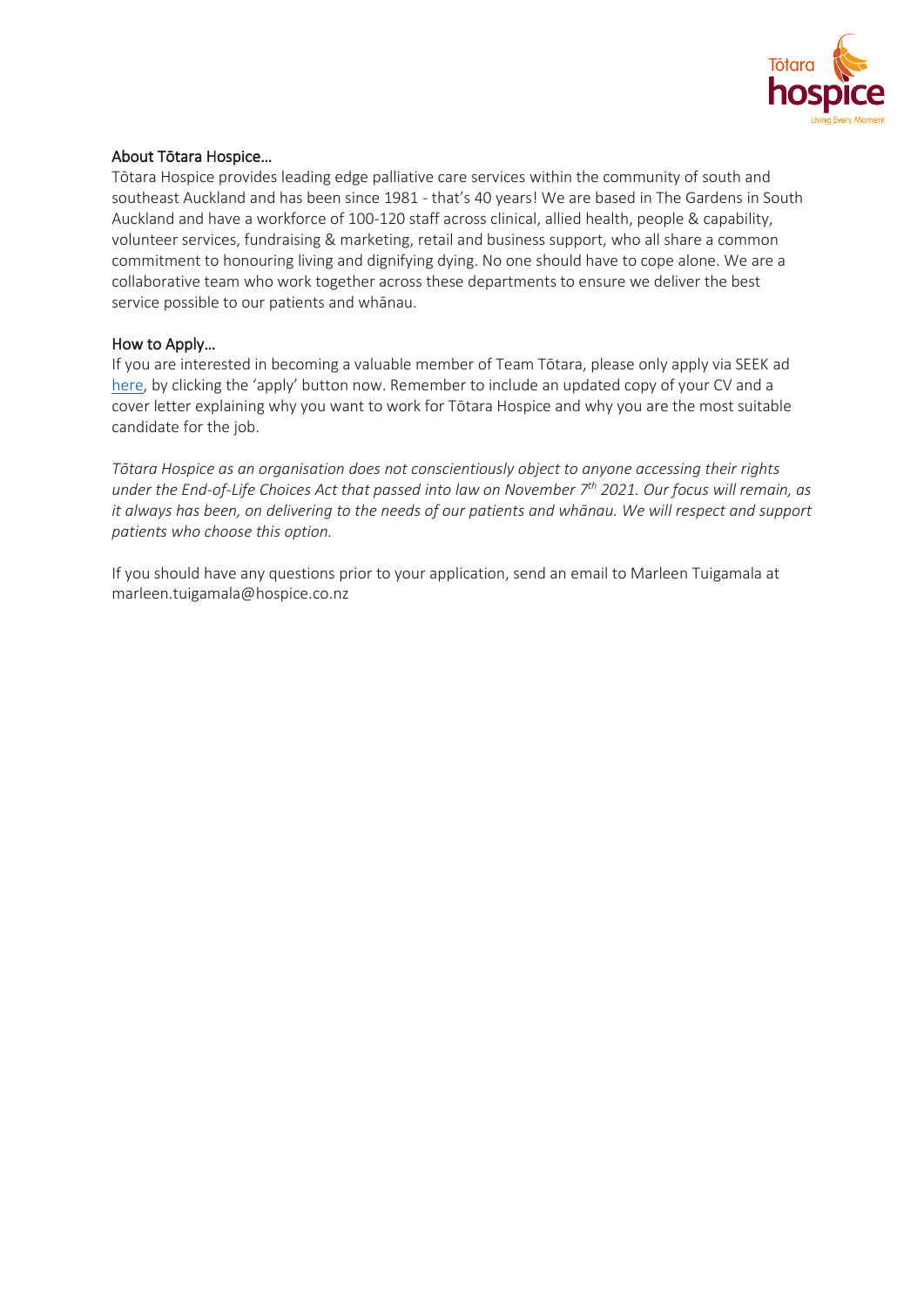## About Tōtara Hospice…

Tōtara Hospice provides leading edge palliative care services within the community of south and southeast Auckland and has been since 1981 - that's 40 years! We are based in The Gardens in South Auckland and have a workforce of 100-120 staff across clinical, allied health, people & capability, volunteer services, fundraising & marketing, retail and business support, who all share a common commitment to honouring living and dignifying dying. No one should have to cope alone. We are a collaborative team who work together across these departments to ensure we deliver the best service possible to our patients and whānau.

## How to Apply…

If you are interested in becoming a valuable member of Team Tōtara, please only apply via SEEK ad here, by clicking the 'apply' button now. Remember to include an updated copy of your CV and a cover letter explaining why you want to work for Tōtara Hospice and why you are the most suitable candidate for the job.

*Tōtara Hospice as an organisation does not conscientiously object to anyone accessing their rights under the End-of-Life Choices Act that passed into law on November 7th 2021. Our focus will remain, as it always has been, on delivering to the needs of our patients and whānau. We will respect and support patients who choose this option.*

If you should have any questions prior to your application, send an email to Marleen Tuigamala at marleen.tuigamala@hospice.co.nz